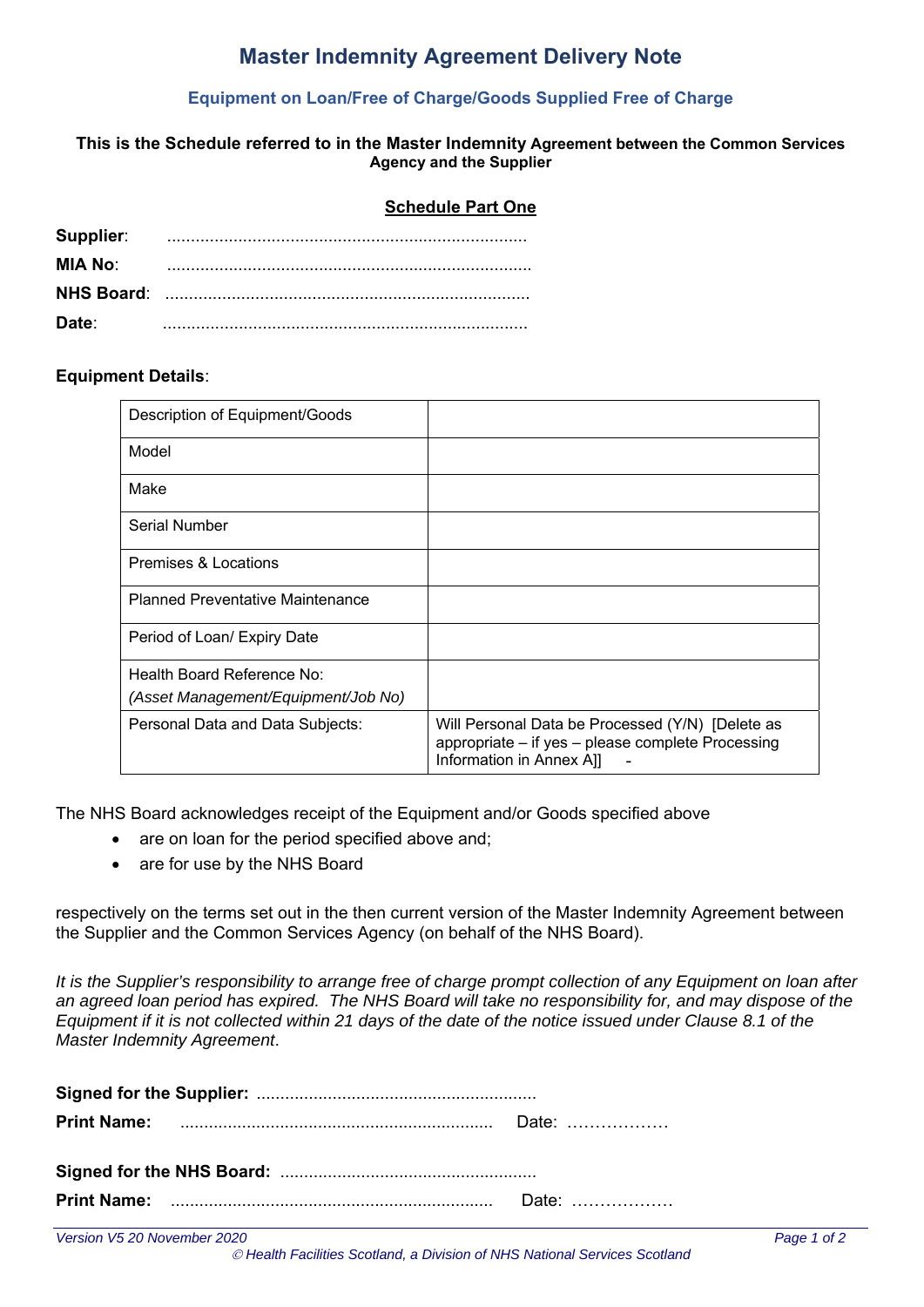# Master Indemnity Agreement Delivery Note

## Equipment on Loan/Free of Charge/Goods Supplied Free of Charge

**This is the Schedule referred to in the Master Indemnity Agreement between the Common Services Agency and the Supplier**

**Schedule Part One**

**Supplier**: ............................................................................

**MIA No**: ............................................................................

**NHS Board**: ............................................................................

**Date**: ............................................................................

**Equipment Details**:

| | |
|---|---|
| Description of Equipment/Goods | |
| Model | |
| Make | |
| Serial Number | |
| Premises & Locations | |
| Planned Preventative Maintenance | |
| Period of Loan/ Expiry Date | |
| Health Board Reference No: *(Asset Management/Equipment/Job No)* | |
| Personal Data and Data Subjects: | Will Personal Data be Processed (Y/N) [Delete as appropriate – if yes – please complete Processing Information in Annex A]] - |

The NHS Board acknowledges receipt of the Equipment and/or Goods specified above

- are on loan for the period specified above and;
- are for use by the NHS Board

respectively on the terms set out in the then current version of the Master Indemnity Agreement between the Supplier and the Common Services Agency (on behalf of the NHS Board).

*It is the Supplier's responsibility to arrange free of charge prompt collection of any Equipment on loan after an agreed loan period has expired. The NHS Board will take no responsibility for, and may dispose of the Equipment if it is not collected within 21 days of the date of the notice issued under Clause 8.1 of the Master Indemnity Agreement.*

**Signed for the Supplier:** ..........................................................

**Print Name:** .................................................................. Date: ………………

**Signed for the NHS Board:** ......................................................

**Print Name:** .................................................................. Date: ………………

*Version V5 20 November 2020*

*© Health Facilities Scotland, a Division of NHS National Services Scotland*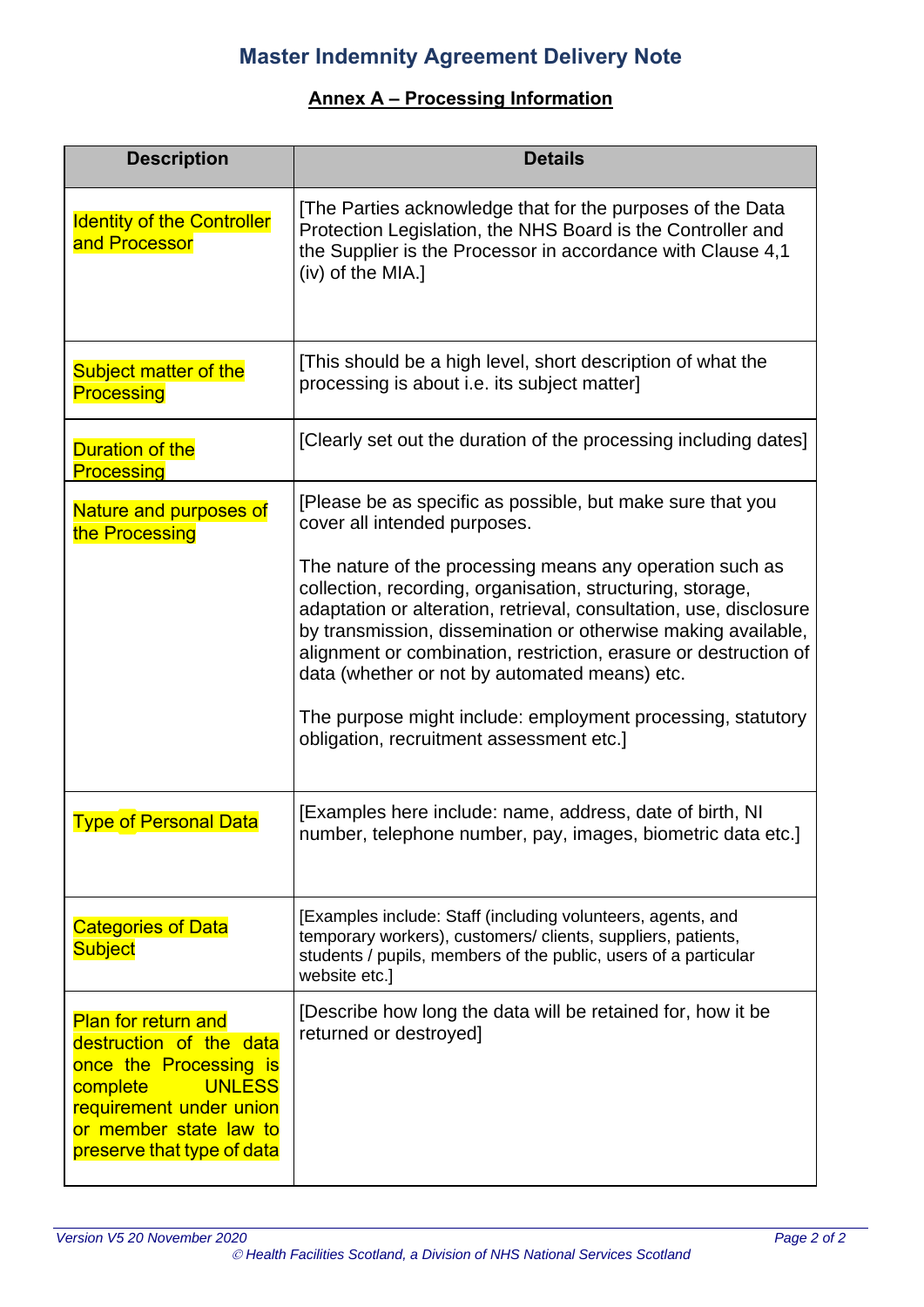# Master Indemnity Agreement Delivery Note

## Annex A – Processing Information

| Description | Details |
|---|---|
| Identity of the Controller and Processor | [The Parties acknowledge that for the purposes of the Data Protection Legislation, the NHS Board is the Controller and the Supplier is the Processor in accordance with Clause 4,1 (iv) of the MIA.] |
| Subject matter of the Processing | [This should be a high level, short description of what the processing is about i.e. its subject matter] |
| Duration of the Processing | [Clearly set out the duration of the processing including dates] |
| Nature and purposes of the Processing | [Please be as specific as possible, but make sure that you cover all intended purposes.<br><br>The nature of the processing means any operation such as collection, recording, organisation, structuring, storage, adaptation or alteration, retrieval, consultation, use, disclosure by transmission, dissemination or otherwise making available, alignment or combination, restriction, erasure or destruction of data (whether or not by automated means) etc.<br><br>The purpose might include: employment processing, statutory obligation, recruitment assessment etc.] |
| Type of Personal Data | [Examples here include: name, address, date of birth, NI number, telephone number, pay, images, biometric data etc.] |
| Categories of Data Subject | [Examples include: Staff (including volunteers, agents, and temporary workers), customers/ clients, suppliers, patients, students / pupils, members of the public, users of a particular website etc.] |
| Plan for return and destruction of the data once the Processing is complete UNLESS requirement under union or member state law to preserve that type of data | [Describe how long the data will be retained for, how it be returned or destroyed] |

*Version V5 20 November 2020*

*© Health Facilities Scotland, a Division of NHS National Services Scotland*